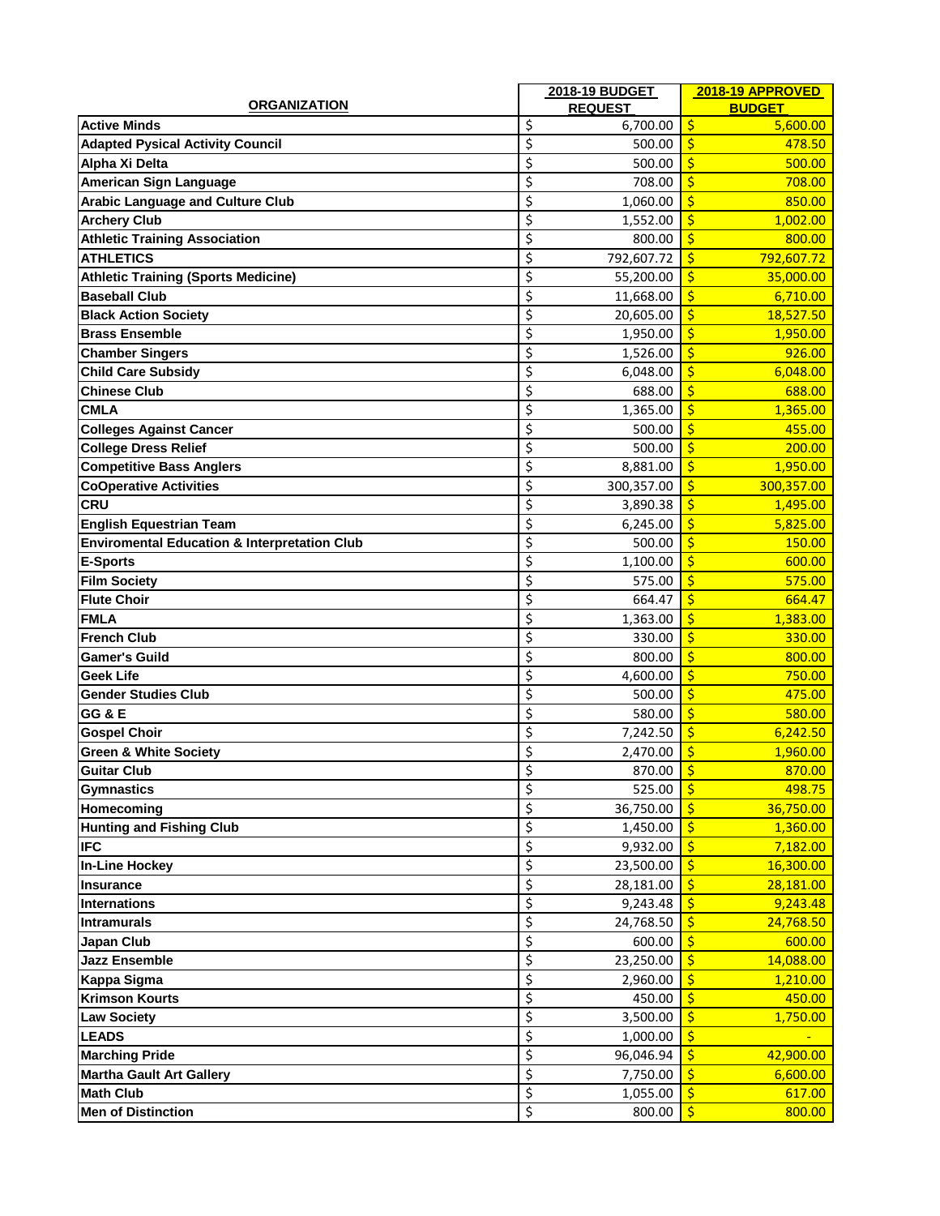| ORGANIZATION | 2018-19 BUDGET REQUEST | 2018-19 APPROVED BUDGET |
|---|---|---|
| Active Minds | $ 6,700.00 | $ 5,600.00 |
| Adapted Pysical Activity Council | $ 500.00 | $ 478.50 |
| Alpha Xi Delta | $ 500.00 | $ 500.00 |
| American Sign Language | $ 708.00 | $ 708.00 |
| Arabic Language and Culture Club | $ 1,060.00 | $ 850.00 |
| Archery Club | $ 1,552.00 | $ 1,002.00 |
| Athletic Training Association | $ 800.00 | $ 800.00 |
| ATHLETICS | $ 792,607.72 | $ 792,607.72 |
| Athletic Training (Sports Medicine) | $ 55,200.00 | $ 35,000.00 |
| Baseball Club | $ 11,668.00 | $ 6,710.00 |
| Black Action Society | $ 20,605.00 | $ 18,527.50 |
| Brass Ensemble | $ 1,950.00 | $ 1,950.00 |
| Chamber Singers | $ 1,526.00 | $ 926.00 |
| Child Care Subsidy | $ 6,048.00 | $ 6,048.00 |
| Chinese Club | $ 688.00 | $ 688.00 |
| CMLA | $ 1,365.00 | $ 1,365.00 |
| Colleges Against Cancer | $ 500.00 | $ 455.00 |
| College Dress Relief | $ 500.00 | $ 200.00 |
| Competitive Bass Anglers | $ 8,881.00 | $ 1,950.00 |
| CoOperative Activities | $ 300,357.00 | $ 300,357.00 |
| CRU | $ 3,890.38 | $ 1,495.00 |
| English Equestrian Team | $ 6,245.00 | $ 5,825.00 |
| Enviromental Education & Interpretation Club | $ 500.00 | $ 150.00 |
| E-Sports | $ 1,100.00 | $ 600.00 |
| Film Society | $ 575.00 | $ 575.00 |
| Flute Choir | $ 664.47 | $ 664.47 |
| FMLA | $ 1,363.00 | $ 1,383.00 |
| French Club | $ 330.00 | $ 330.00 |
| Gamer's Guild | $ 800.00 | $ 800.00 |
| Geek Life | $ 4,600.00 | $ 750.00 |
| Gender Studies Club | $ 500.00 | $ 475.00 |
| GG & E | $ 580.00 | $ 580.00 |
| Gospel Choir | $ 7,242.50 | $ 6,242.50 |
| Green & White Society | $ 2,470.00 | $ 1,960.00 |
| Guitar Club | $ 870.00 | $ 870.00 |
| Gymnastics | $ 525.00 | $ 498.75 |
| Homecoming | $ 36,750.00 | $ 36,750.00 |
| Hunting and Fishing Club | $ 1,450.00 | $ 1,360.00 |
| IFC | $ 9,932.00 | $ 7,182.00 |
| In-Line Hockey | $ 23,500.00 | $ 16,300.00 |
| Insurance | $ 28,181.00 | $ 28,181.00 |
| Internations | $ 9,243.48 | $ 9,243.48 |
| Intramurals | $ 24,768.50 | $ 24,768.50 |
| Japan Club | $ 600.00 | $ 600.00 |
| Jazz Ensemble | $ 23,250.00 | $ 14,088.00 |
| Kappa Sigma | $ 2,960.00 | $ 1,210.00 |
| Krimson Kourts | $ 450.00 | $ 450.00 |
| Law Society | $ 3,500.00 | $ 1,750.00 |
| LEADS | $ 1,000.00 | $ - |
| Marching Pride | $ 96,046.94 | $ 42,900.00 |
| Martha Gault Art Gallery | $ 7,750.00 | $ 6,600.00 |
| Math Club | $ 1,055.00 | $ 617.00 |
| Men of Distinction | $ 800.00 | $ 800.00 |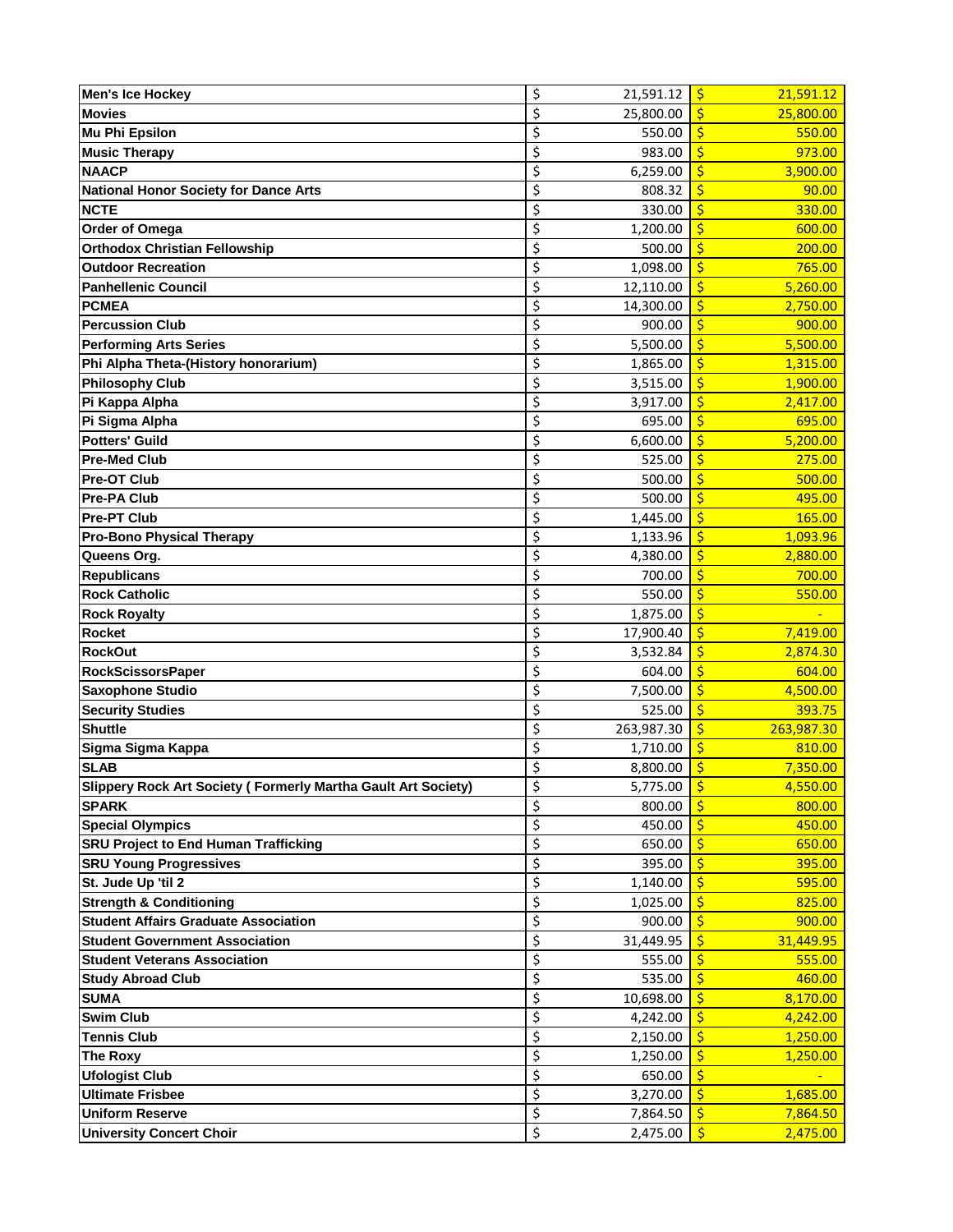| | | |
|---|---|---|
| **Men's Ice Hockey** | $ 21,591.12 | $ 21,591.12 |
| **Movies** | $ 25,800.00 | $ 25,800.00 |
| **Mu Phi Epsilon** | $ 550.00 | $ 550.00 |
| **Music Therapy** | $ 983.00 | $ 973.00 |
| **NAACP** | $ 6,259.00 | $ 3,900.00 |
| **National Honor Society for Dance Arts** | $ 808.32 | $ 90.00 |
| **NCTE** | $ 330.00 | $ 330.00 |
| **Order of Omega** | $ 1,200.00 | $ 600.00 |
| **Orthodox Christian Fellowship** | $ 500.00 | $ 200.00 |
| **Outdoor Recreation** | $ 1,098.00 | $ 765.00 |
| **Panhellenic Council** | $ 12,110.00 | $ 5,260.00 |
| **PCMEA** | $ 14,300.00 | $ 2,750.00 |
| **Percussion Club** | $ 900.00 | $ 900.00 |
| **Performing Arts Series** | $ 5,500.00 | $ 5,500.00 |
| **Phi Alpha Theta-(History honorarium)** | $ 1,865.00 | $ 1,315.00 |
| **Philosophy Club** | $ 3,515.00 | $ 1,900.00 |
| **Pi Kappa Alpha** | $ 3,917.00 | $ 2,417.00 |
| **Pi Sigma Alpha** | $ 695.00 | $ 695.00 |
| **Potters' Guild** | $ 6,600.00 | $ 5,200.00 |
| **Pre-Med Club** | $ 525.00 | $ 275.00 |
| **Pre-OT Club** | $ 500.00 | $ 500.00 |
| **Pre-PA Club** | $ 500.00 | $ 495.00 |
| **Pre-PT Club** | $ 1,445.00 | $ 165.00 |
| **Pro-Bono Physical Therapy** | $ 1,133.96 | $ 1,093.96 |
| **Queens Org.** | $ 4,380.00 | $ 2,880.00 |
| **Republicans** | $ 700.00 | $ 700.00 |
| **Rock Catholic** | $ 550.00 | $ 550.00 |
| **Rock Royalty** | $ 1,875.00 | $ - |
| **Rocket** | $ 17,900.40 | $ 7,419.00 |
| **RockOut** | $ 3,532.84 | $ 2,874.30 |
| **RockScissorsPaper** | $ 604.00 | $ 604.00 |
| **Saxophone Studio** | $ 7,500.00 | $ 4,500.00 |
| **Security Studies** | $ 525.00 | $ 393.75 |
| **Shuttle** | $ 263,987.30 | $ 263,987.30 |
| **Sigma Sigma Kappa** | $ 1,710.00 | $ 810.00 |
| **SLAB** | $ 8,800.00 | $ 7,350.00 |
| **Slippery Rock Art Society ( Formerly Martha Gault Art Society)** | $ 5,775.00 | $ 4,550.00 |
| **SPARK** | $ 800.00 | $ 800.00 |
| **Special Olympics** | $ 450.00 | $ 450.00 |
| **SRU Project to End Human Trafficking** | $ 650.00 | $ 650.00 |
| **SRU Young Progressives** | $ 395.00 | $ 395.00 |
| **St. Jude Up 'til 2** | $ 1,140.00 | $ 595.00 |
| **Strength & Conditioning** | $ 1,025.00 | $ 825.00 |
| **Student Affairs Graduate Association** | $ 900.00 | $ 900.00 |
| **Student Government Association** | $ 31,449.95 | $ 31,449.95 |
| **Student Veterans Association** | $ 555.00 | $ 555.00 |
| **Study Abroad Club** | $ 535.00 | $ 460.00 |
| **SUMA** | $ 10,698.00 | $ 8,170.00 |
| **Swim Club** | $ 4,242.00 | $ 4,242.00 |
| **Tennis Club** | $ 2,150.00 | $ 1,250.00 |
| **The Roxy** | $ 1,250.00 | $ 1,250.00 |
| **Ufologist Club** | $ 650.00 | $ - |
| **Ultimate Frisbee** | $ 3,270.00 | $ 1,685.00 |
| **Uniform Reserve** | $ 7,864.50 | $ 7,864.50 |
| **University Concert Choir** | $ 2,475.00 | $ 2,475.00 |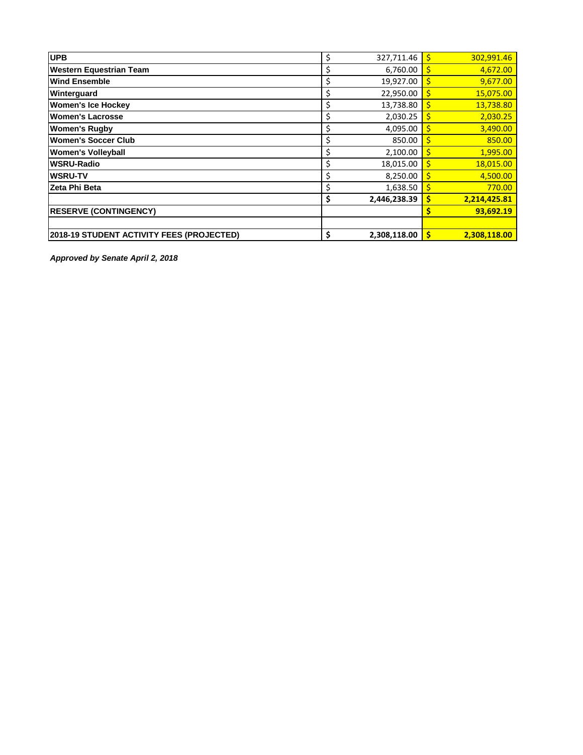| | | |
|---|---|---|
| **UPB** | $ 327,711.46 | $ 302,991.46 |
| **Western Equestrian Team** | $ 6,760.00 | $ 4,672.00 |
| **Wind Ensemble** | $ 19,927.00 | $ 9,677.00 |
| **Winterguard** | $ 22,950.00 | $ 15,075.00 |
| **Women's Ice Hockey** | $ 13,738.80 | $ 13,738.80 |
| **Women's Lacrosse** | $ 2,030.25 | $ 2,030.25 |
| **Women's Rugby** | $ 4,095.00 | $ 3,490.00 |
| **Women's Soccer Club** | $ 850.00 | $ 850.00 |
| **Women's Volleyball** | $ 2,100.00 | $ 1,995.00 |
| **WSRU-Radio** | $ 18,015.00 | $ 18,015.00 |
| **WSRU-TV** | $ 8,250.00 | $ 4,500.00 |
| **Zeta Phi Beta** | $ 1,638.50 | $ 770.00 |
| | **$ 2,446,238.39** | **$ 2,214,425.81** |
| **RESERVE (CONTINGENCY)** | | **$ 93,692.19** |
| | | |
| **2018-19 STUDENT ACTIVITY FEES (PROJECTED)** | **$ 2,308,118.00** | **$ 2,308,118.00** |

***Approved by Senate April 2, 2018***